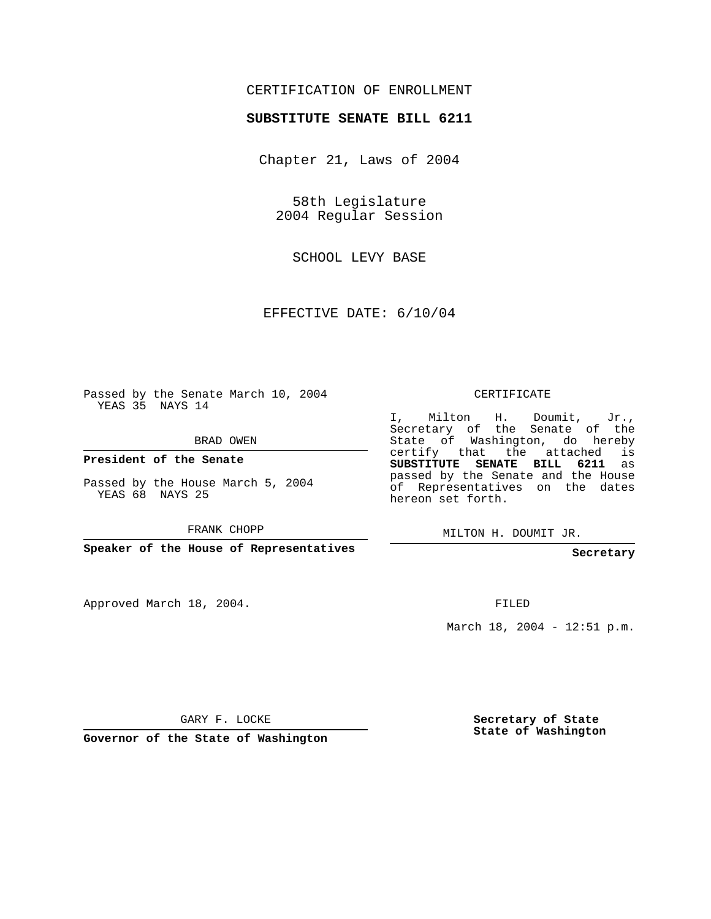CERTIFICATION OF ENROLLMENT

**SUBSTITUTE SENATE BILL 6211**

Chapter 21, Laws of 2004

58th Legislature
2004 Regular Session

SCHOOL LEVY BASE

EFFECTIVE DATE: 6/10/04

Passed by the Senate March 10, 2004
YEAS 35 NAYS 14

BRAD OWEN

**President of the Senate**

Passed by the House March 5, 2004
YEAS 68 NAYS 25

FRANK CHOPP

**Speaker of the House of Representatives**

CERTIFICATE

I, Milton H. Doumit, Jr., Secretary of the Senate of the State of Washington, do hereby certify that the attached is **SUBSTITUTE SENATE BILL 6211** as passed by the Senate and the House of Representatives on the dates hereon set forth.

MILTON H. DOUMIT JR.

**Secretary**

Approved March 18, 2004.

FILED

March 18, 2004 - 12:51 p.m.

GARY F. LOCKE

**Governor of the State of Washington**

**Secretary of State**
**State of Washington**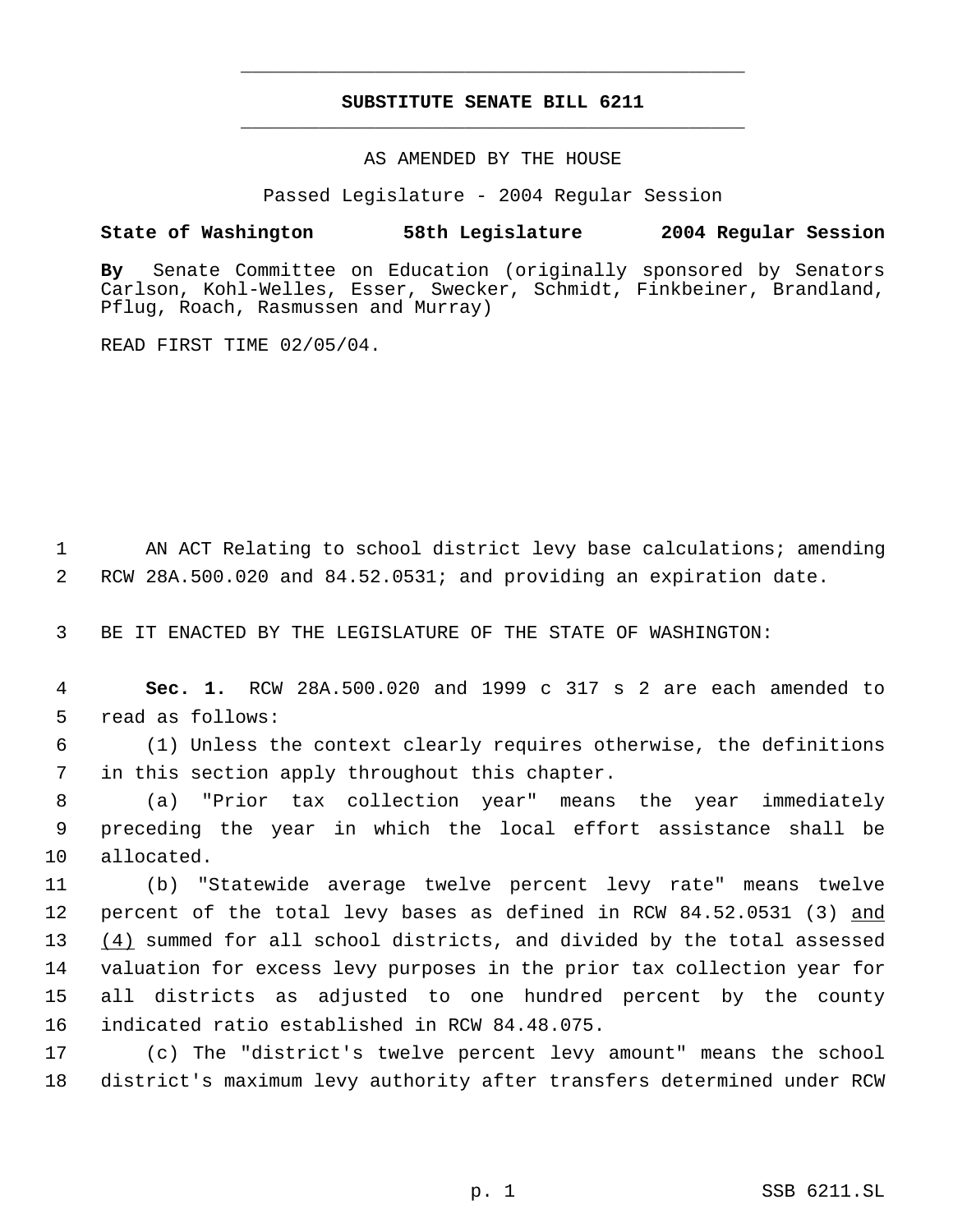# SUBSTITUTE SENATE BILL 6211

AS AMENDED BY THE HOUSE

Passed Legislature - 2004 Regular Session

**State of Washington 58th Legislature 2004 Regular Session**

**By** Senate Committee on Education (originally sponsored by Senators Carlson, Kohl-Welles, Esser, Swecker, Schmidt, Finkbeiner, Brandland, Pflug, Roach, Rasmussen and Murray)

READ FIRST TIME 02/05/04.

1 AN ACT Relating to school district levy base calculations; amending
2 RCW 28A.500.020 and 84.52.0531; and providing an expiration date.

3 BE IT ENACTED BY THE LEGISLATURE OF THE STATE OF WASHINGTON:

4 **Sec. 1.** RCW 28A.500.020 and 1999 c 317 s 2 are each amended to
5 read as follows:

6 (1) Unless the context clearly requires otherwise, the definitions
7 in this section apply throughout this chapter.

8 (a) "Prior tax collection year" means the year immediately
9 preceding the year in which the local effort assistance shall be
10 allocated.

11 (b) "Statewide average twelve percent levy rate" means twelve
12 percent of the total levy bases as defined in RCW 84.52.0531 (3) <u>and</u>
13 <u>(4)</u> summed for all school districts, and divided by the total assessed
14 valuation for excess levy purposes in the prior tax collection year for
15 all districts as adjusted to one hundred percent by the county
16 indicated ratio established in RCW 84.48.075.

17 (c) The "district's twelve percent levy amount" means the school
18 district's maximum levy authority after transfers determined under RCW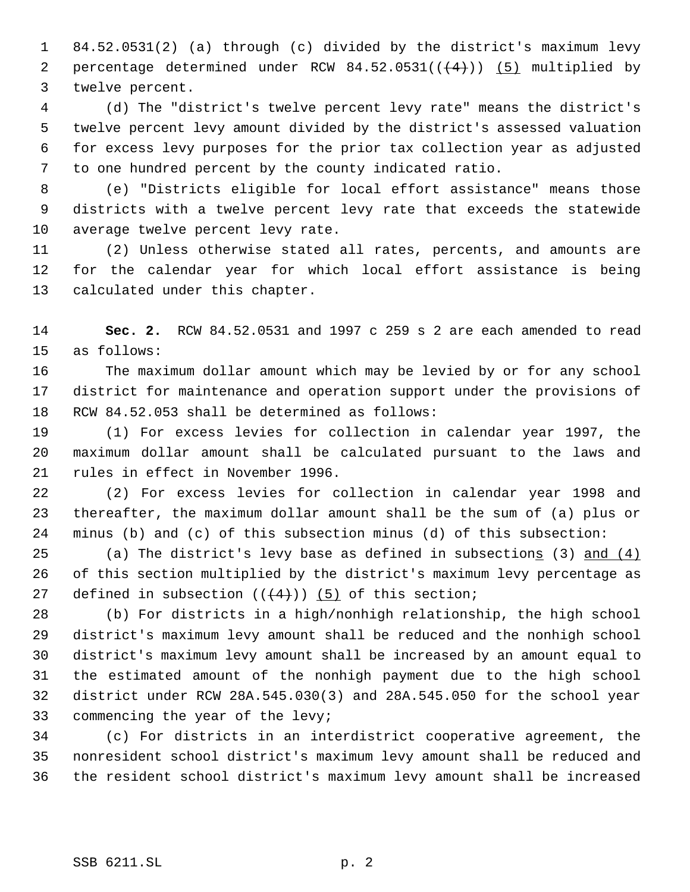84.52.0531(2) (a) through (c) divided by the district's maximum levy percentage determined under RCW 84.52.0531(((4))) (5) multiplied by twelve percent.

(d) The "district's twelve percent levy rate" means the district's twelve percent levy amount divided by the district's assessed valuation for excess levy purposes for the prior tax collection year as adjusted to one hundred percent by the county indicated ratio.

(e) "Districts eligible for local effort assistance" means those districts with a twelve percent levy rate that exceeds the statewide average twelve percent levy rate.

(2) Unless otherwise stated all rates, percents, and amounts are for the calendar year for which local effort assistance is being calculated under this chapter.

**Sec. 2.** RCW 84.52.0531 and 1997 c 259 s 2 are each amended to read as follows:

The maximum dollar amount which may be levied by or for any school district for maintenance and operation support under the provisions of RCW 84.52.053 shall be determined as follows:

(1) For excess levies for collection in calendar year 1997, the maximum dollar amount shall be calculated pursuant to the laws and rules in effect in November 1996.

(2) For excess levies for collection in calendar year 1998 and thereafter, the maximum dollar amount shall be the sum of (a) plus or minus (b) and (c) of this subsection minus (d) of this subsection:

(a) The district's levy base as defined in subsections (3) and (4) of this section multiplied by the district's maximum levy percentage as defined in subsection (((4))) (5) of this section;

(b) For districts in a high/nonhigh relationship, the high school district's maximum levy amount shall be reduced and the nonhigh school district's maximum levy amount shall be increased by an amount equal to the estimated amount of the nonhigh payment due to the high school district under RCW 28A.545.030(3) and 28A.545.050 for the school year commencing the year of the levy;

(c) For districts in an interdistrict cooperative agreement, the nonresident school district's maximum levy amount shall be reduced and the resident school district's maximum levy amount shall be increased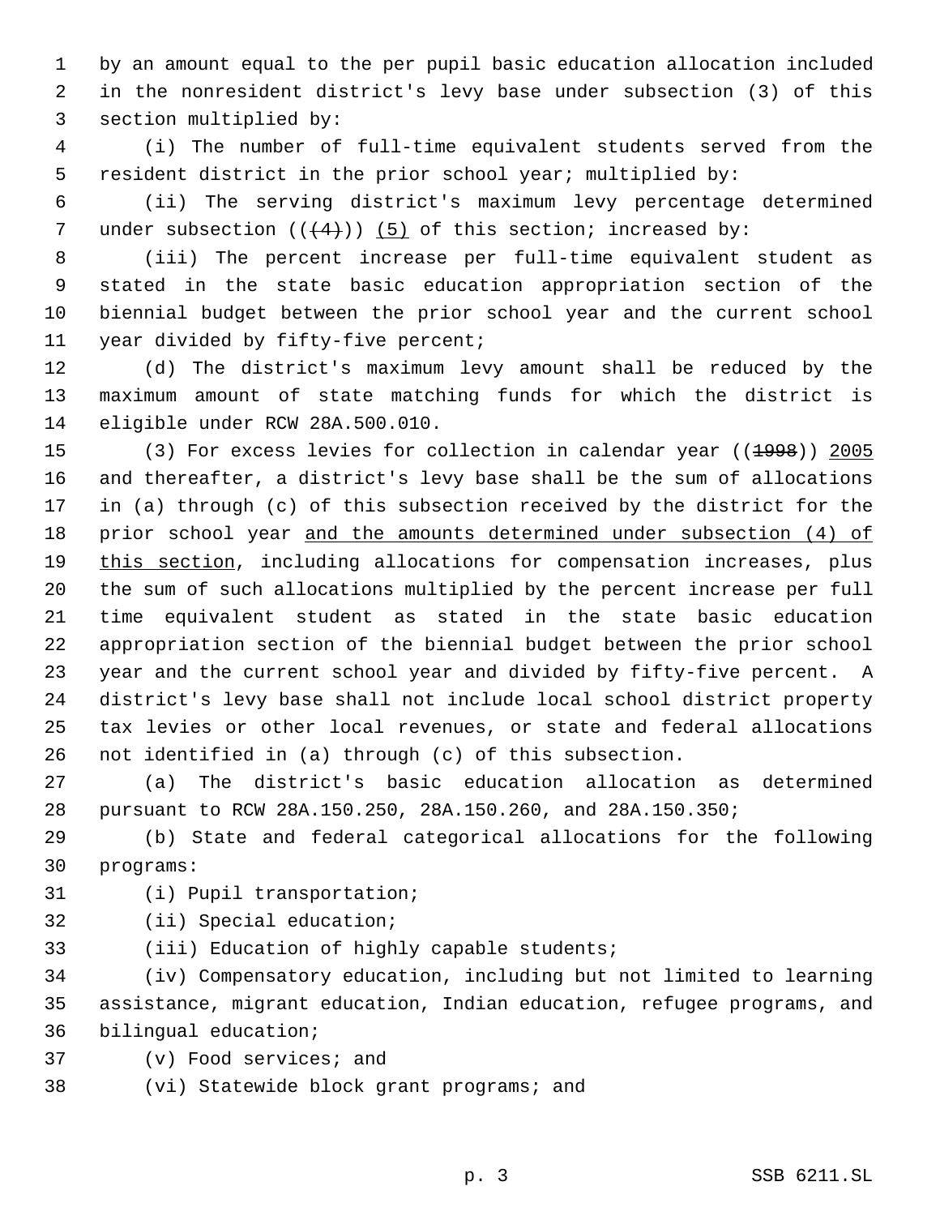by an amount equal to the per pupil basic education allocation included in the nonresident district's levy base under subsection (3) of this section multiplied by:

(i) The number of full-time equivalent students served from the resident district in the prior school year; multiplied by:

(ii) The serving district's maximum levy percentage determined under subsection ((~~(4)~~)) <u>(5)</u> of this section; increased by:

(iii) The percent increase per full-time equivalent student as stated in the state basic education appropriation section of the biennial budget between the prior school year and the current school year divided by fifty-five percent;

(d) The district's maximum levy amount shall be reduced by the maximum amount of state matching funds for which the district is eligible under RCW 28A.500.010.

(3) For excess levies for collection in calendar year ((~~1998~~)) <u>2005</u> and thereafter, a district's levy base shall be the sum of allocations in (a) through (c) of this subsection received by the district for the prior school year <u>and the amounts determined under subsection (4) of this section</u>, including allocations for compensation increases, plus the sum of such allocations multiplied by the percent increase per full time equivalent student as stated in the state basic education appropriation section of the biennial budget between the prior school year and the current school year and divided by fifty-five percent. A district's levy base shall not include local school district property tax levies or other local revenues, or state and federal allocations not identified in (a) through (c) of this subsection.

(a) The district's basic education allocation as determined pursuant to RCW 28A.150.250, 28A.150.260, and 28A.150.350;

(b) State and federal categorical allocations for the following programs:

(i) Pupil transportation;

(ii) Special education;

(iii) Education of highly capable students;

(iv) Compensatory education, including but not limited to learning assistance, migrant education, Indian education, refugee programs, and bilingual education;

(v) Food services; and

(vi) Statewide block grant programs; and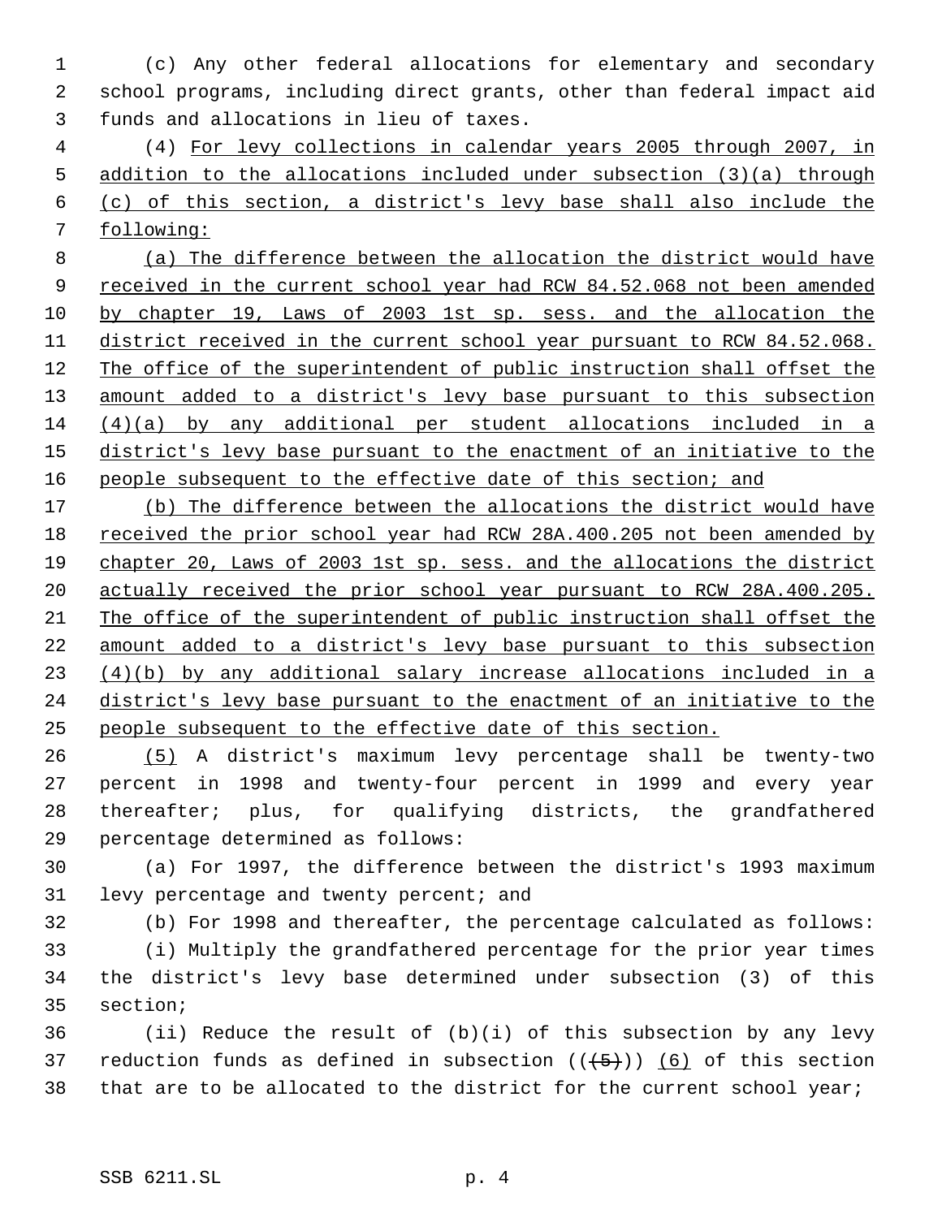(c) Any other federal allocations for elementary and secondary school programs, including direct grants, other than federal impact aid funds and allocations in lieu of taxes.

(4) For levy collections in calendar years 2005 through 2007, in addition to the allocations included under subsection (3)(a) through (c) of this section, a district's levy base shall also include the following:

(a) The difference between the allocation the district would have received in the current school year had RCW 84.52.068 not been amended by chapter 19, Laws of 2003 1st sp. sess. and the allocation the district received in the current school year pursuant to RCW 84.52.068. The office of the superintendent of public instruction shall offset the amount added to a district's levy base pursuant to this subsection (4)(a) by any additional per student allocations included in a district's levy base pursuant to the enactment of an initiative to the people subsequent to the effective date of this section; and

(b) The difference between the allocations the district would have received the prior school year had RCW 28A.400.205 not been amended by chapter 20, Laws of 2003 1st sp. sess. and the allocations the district actually received the prior school year pursuant to RCW 28A.400.205. The office of the superintendent of public instruction shall offset the amount added to a district's levy base pursuant to this subsection (4)(b) by any additional salary increase allocations included in a district's levy base pursuant to the enactment of an initiative to the people subsequent to the effective date of this section.

(5) A district's maximum levy percentage shall be twenty-two percent in 1998 and twenty-four percent in 1999 and every year thereafter; plus, for qualifying districts, the grandfathered percentage determined as follows:

(a) For 1997, the difference between the district's 1993 maximum levy percentage and twenty percent; and

(b) For 1998 and thereafter, the percentage calculated as follows:

(i) Multiply the grandfathered percentage for the prior year times the district's levy base determined under subsection (3) of this section;

(ii) Reduce the result of (b)(i) of this subsection by any levy reduction funds as defined in subsection ((~~(5)~~)) (6) of this section that are to be allocated to the district for the current school year;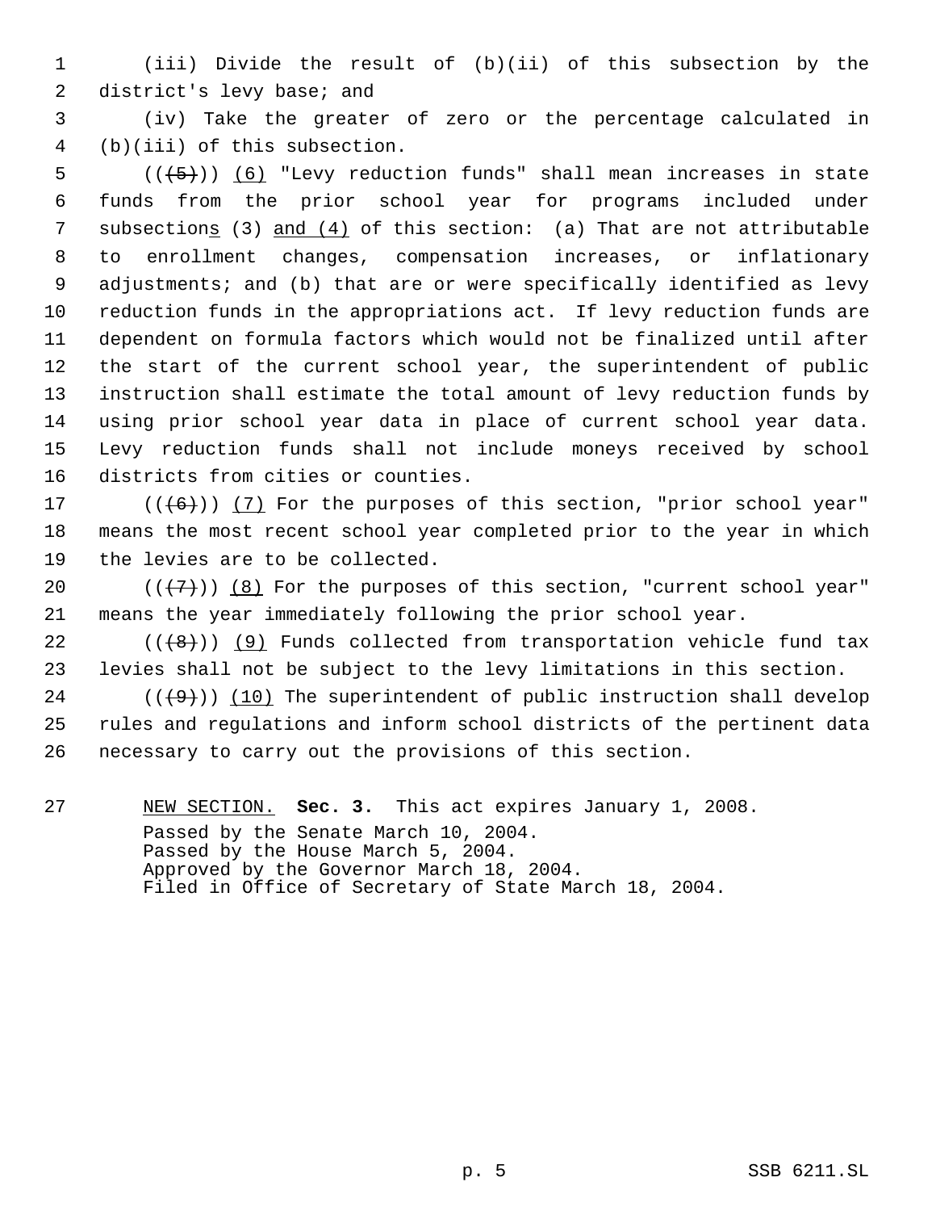(iii) Divide the result of (b)(ii) of this subsection by the district's levy base; and

(iv) Take the greater of zero or the percentage calculated in (b)(iii) of this subsection.

(((5))) (6) "Levy reduction funds" shall mean increases in state funds from the prior school year for programs included under subsections (3) and (4) of this section: (a) That are not attributable to enrollment changes, compensation increases, or inflationary adjustments; and (b) that are or were specifically identified as levy reduction funds in the appropriations act. If levy reduction funds are dependent on formula factors which would not be finalized until after the start of the current school year, the superintendent of public instruction shall estimate the total amount of levy reduction funds by using prior school year data in place of current school year data. Levy reduction funds shall not include moneys received by school districts from cities or counties.

(((6))) (7) For the purposes of this section, "prior school year" means the most recent school year completed prior to the year in which the levies are to be collected.

(((7))) (8) For the purposes of this section, "current school year" means the year immediately following the prior school year.

(((8))) (9) Funds collected from transportation vehicle fund tax levies shall not be subject to the levy limitations in this section.

(((9))) (10) The superintendent of public instruction shall develop rules and regulations and inform school districts of the pertinent data necessary to carry out the provisions of this section.

NEW SECTION. **Sec. 3.** This act expires January 1, 2008.

Passed by the Senate March 10, 2004.
Passed by the House March 5, 2004.
Approved by the Governor March 18, 2004.
Filed in Office of Secretary of State March 18, 2004.